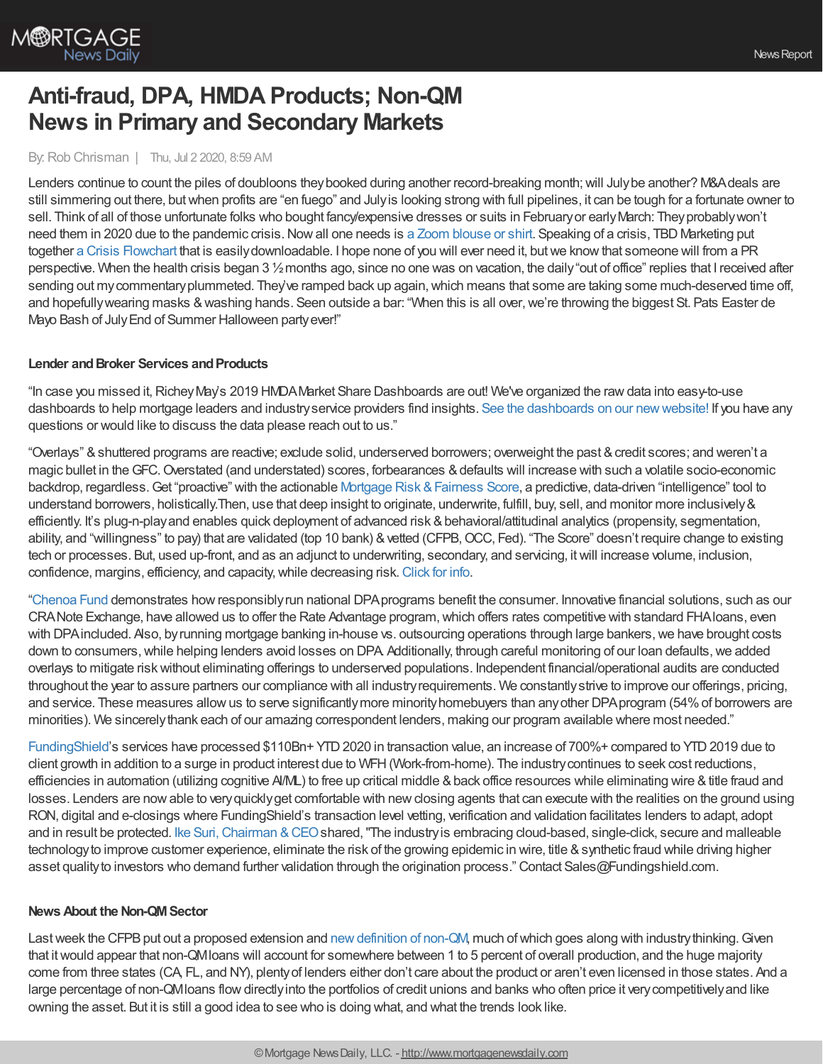# Anti-fraud, DPA, HMDA Products; Non-QM News in Primary and Secondary Markets

By: Rob Chrisman | Thu, Jul 2 2020, 8:59 AM

Lenders continue to count the piles of doubloons they booked during another record-breaking month; will July be another? M&A deals are still simmering out there, but when profits are "en fuego" and July is looking strong with full pipelines, it can be tough for a fortunate owner to sell. Think of all of those unfortunate folks who bought fancy/expensive dresses or suits in February or early March: They probably won't need them in 2020 due to the pandemic crisis. Now all one needs is a Zoom blouse or shirt. Speaking of a crisis, TBD Marketing put together a Crisis Flowchart that is easily downloadable. I hope none of you will ever need it, but we know that someone will from a PR perspective. When the health crisis began 3 ½ months ago, since no one was on vacation, the daily "out of office" replies that I received after sending out my commentary plummeted. They've ramped back up again, which means that some are taking some much-deserved time off, and hopefully wearing masks & washing hands. Seen outside a bar: "When this is all over, we're throwing the biggest St. Pats Easter de Mayo Bash of July End of Summer Halloween party ever!"

### Lender and Broker Services and Products

"In case you missed it, Richey May's 2019 HMDA Market Share Dashboards are out! We've organized the raw data into easy-to-use dashboards to help mortgage leaders and industry service providers find insights. See the dashboards on our new website! If you have any questions or would like to discuss the data please reach out to us."

"Overlays" & shuttered programs are reactive; exclude solid, underserved borrowers; overweight the past & credit scores; and weren't a magic bullet in the GFC. Overstated (and understated) scores, forbearances & defaults will increase with such a volatile socio-economic backdrop, regardless. Get "proactive" with the actionable Mortgage Risk & Fairness Score, a predictive, data-driven "intelligence" tool to understand borrowers, holistically.Then, use that deep insight to originate, underwrite, fulfill, buy, sell, and monitor more inclusively & efficiently. It's plug-n-play and enables quick deployment of advanced risk & behavioral/attitudinal analytics (propensity, segmentation, ability, and "willingness" to pay) that are validated (top 10 bank) & vetted (CFPB, OCC, Fed). "The Score" doesn't require change to existing tech or processes. But, used up-front, and as an adjunct to underwriting, secondary, and servicing, it will increase volume, inclusion, confidence, margins, efficiency, and capacity, while decreasing risk. Click for info.

"Chenoa Fund demonstrates how responsibly run national DPA programs benefit the consumer. Innovative financial solutions, such as our CRA Note Exchange, have allowed us to offer the Rate Advantage program, which offers rates competitive with standard FHA loans, even with DPA included. Also, by running mortgage banking in-house vs. outsourcing operations through large bankers, we have brought costs down to consumers, while helping lenders avoid losses on DPA. Additionally, through careful monitoring of our loan defaults, we added overlays to mitigate risk without eliminating offerings to underserved populations. Independent financial/operational audits are conducted throughout the year to assure partners our compliance with all industry requirements. We constantly strive to improve our offerings, pricing, and service. These measures allow us to serve significantly more minority homebuyers than any other DPA program (54% of borrowers are minorities). We sincerely thank each of our amazing correspondent lenders, making our program available where most needed."

FundingShield's services have processed $110Bn+ YTD 2020 in transaction value, an increase of 700%+ compared to YTD 2019 due to client growth in addition to a surge in product interest due to WFH (Work-from-home). The industry continues to seek cost reductions, efficiencies in automation (utilizing cognitive AI/ML) to free up critical middle & back office resources while eliminating wire & title fraud and losses. Lenders are now able to very quickly get comfortable with new closing agents that can execute with the realities on the ground using RON, digital and e-closings where FundingShield's transaction level vetting, verification and validation facilitates lenders to adapt, adopt and in result be protected. Ike Suri, Chairman & CEO shared, "The industry is embracing cloud-based, single-click, secure and malleable technology to improve customer experience, eliminate the risk of the growing epidemic in wire, title & synthetic fraud while driving higher asset quality to investors who demand further validation through the origination process." Contact Sales@Fundingshield.com.

### News About the Non-QM Sector

Last week the CFPB put out a proposed extension and new definition of non-QM, much of which goes along with industry thinking. Given that it would appear that non-QM loans will account for somewhere between 1 to 5 percent of overall production, and the huge majority come from three states (CA, FL, and NY), plenty of lenders either don't care about the product or aren't even licensed in those states. And a large percentage of non-QM loans flow directly into the portfolios of credit unions and banks who often price it very competitively and like owning the asset. But it is still a good idea to see who is doing what, and what the trends look like.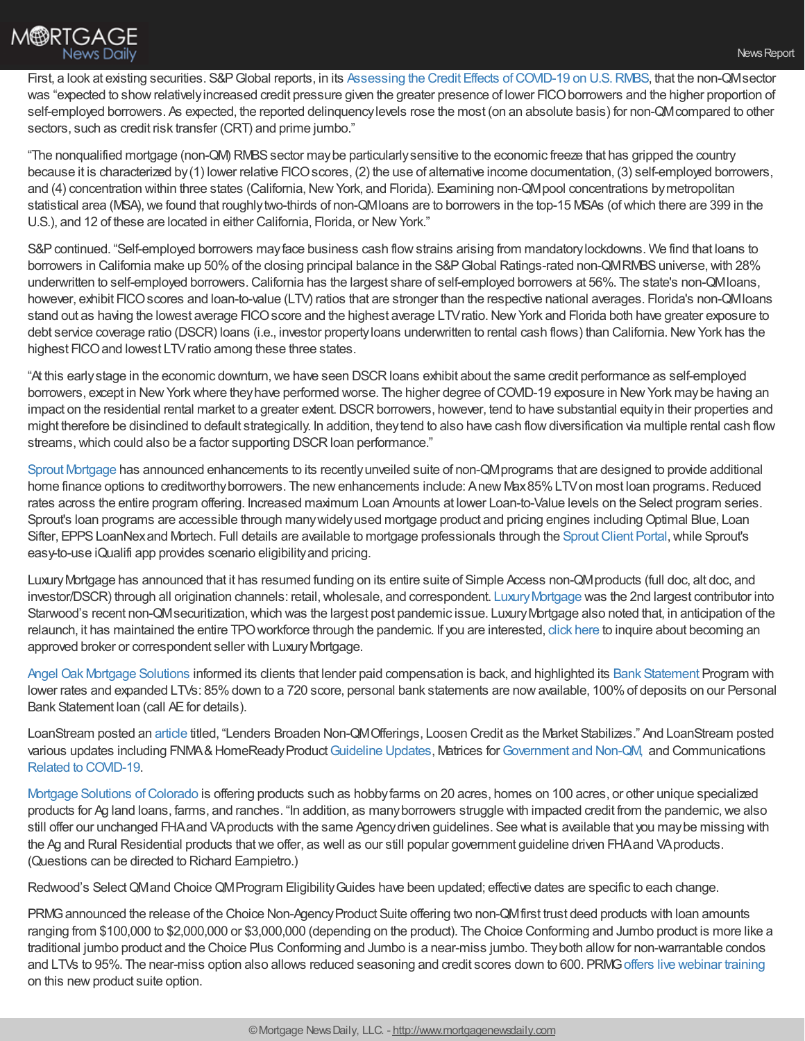First, a look at existing securities. S&P Global reports, in its Assessing the Credit Effects of COVID-19 on U.S. RMBS, that the non-QM sector was "expected to show relatively increased credit pressure given the greater presence of lower FICO borrowers and the higher proportion of self-employed borrowers. As expected, the reported delinquency levels rose the most (on an absolute basis) for non-QM compared to other sectors, such as credit risk transfer (CRT) and prime jumbo."

"The nonqualified mortgage (non-QM) RMBS sector may be particularly sensitive to the economic freeze that has gripped the country because it is characterized by (1) lower relative FICO scores, (2) the use of alternative income documentation, (3) self-employed borrowers, and (4) concentration within three states (California, New York, and Florida). Examining non-QM pool concentrations by metropolitan statistical area (MSA), we found that roughly two-thirds of non-QM loans are to borrowers in the top-15 MSAs (of which there are 399 in the U.S.), and 12 of these are located in either California, Florida, or New York."

S&P continued. "Self-employed borrowers may face business cash flow strains arising from mandatory lockdowns. We find that loans to borrowers in California make up 50% of the closing principal balance in the S&P Global Ratings-rated non-QM RMBS universe, with 28% underwritten to self-employed borrowers. California has the largest share of self-employed borrowers at 56%. The state's non-QM loans, however, exhibit FICO scores and loan-to-value (LTV) ratios that are stronger than the respective national averages. Florida's non-QM loans stand out as having the lowest average FICO score and the highest average LTV ratio. New York and Florida both have greater exposure to debt service coverage ratio (DSCR) loans (i.e., investor property loans underwritten to rental cash flows) than California. New York has the highest FICO and lowest LTV ratio among these three states.

"At this early stage in the economic downturn, we have seen DSCR loans exhibit about the same credit performance as self-employed borrowers, except in New York where they have performed worse. The higher degree of COVID-19 exposure in New York may be having an impact on the residential rental market to a greater extent. DSCR borrowers, however, tend to have substantial equity in their properties and might therefore be disinclined to default strategically. In addition, they tend to also have cash flow diversification via multiple rental cash flow streams, which could also be a factor supporting DSCR loan performance."

Sprout Mortgage has announced enhancements to its recently unveiled suite of non-QM programs that are designed to provide additional home finance options to creditworthy borrowers. The new enhancements include: A new Max 85% LTV on most loan programs. Reduced rates across the entire program offering. Increased maximum Loan Amounts at lower Loan-to-Value levels on the Select program series. Sprout's loan programs are accessible through many widely used mortgage product and pricing engines including Optimal Blue, Loan Sifter, EPPS LoanNex and Mortech. Full details are available to mortgage professionals through the Sprout Client Portal, while Sprout's easy-to-use iQualifi app provides scenario eligibility and pricing.

Luxury Mortgage has announced that it has resumed funding on its entire suite of Simple Access non-QM products (full doc, alt doc, and investor/DSCR) through all origination channels: retail, wholesale, and correspondent. Luxury Mortgage was the 2nd largest contributor into Starwood's recent non-QM securitization, which was the largest post pandemic issue. Luxury Mortgage also noted that, in anticipation of the relaunch, it has maintained the entire TPO workforce through the pandemic. If you are interested, click here to inquire about becoming an approved broker or correspondent seller with Luxury Mortgage.

Angel Oak Mortgage Solutions informed its clients that lender paid compensation is back, and highlighted its Bank Statement Program with lower rates and expanded LTVs: 85% down to a 720 score, personal bank statements are now available, 100% of deposits on our Personal Bank Statement loan (call AE for details).

LoanStream posted an article titled, "Lenders Broaden Non-QM Offerings, Loosen Credit as the Market Stabilizes." And LoanStream posted various updates including FNMA & HomeReady Product Guideline Updates, Matrices for Government and Non-QM, and Communications Related to COVID-19.

Mortgage Solutions of Colorado is offering products such as hobby farms on 20 acres, homes on 100 acres, or other unique specialized products for Ag land loans, farms, and ranches. "In addition, as many borrowers struggle with impacted credit from the pandemic, we also still offer our unchanged FHA and VA products with the same Agency driven guidelines. See what is available that you may be missing with the Ag and Rural Residential products that we offer, as well as our still popular government guideline driven FHA and VA products. (Questions can be directed to Richard Eampietro.)

Redwood's Select QM and Choice QM Program Eligibility Guides have been updated; effective dates are specific to each change.

PRMG announced the release of the Choice Non-Agency Product Suite offering two non-QM first trust deed products with loan amounts ranging from $100,000 to $2,000,000 or $3,000,000 (depending on the product). The Choice Conforming and Jumbo product is more like a traditional jumbo product and the Choice Plus Conforming and Jumbo is a near-miss jumbo. They both allow for non-warrantable condos and LTVs to 95%. The near-miss option also allows reduced seasoning and credit scores down to 600. PRMG offers live webinar training on this new product suite option.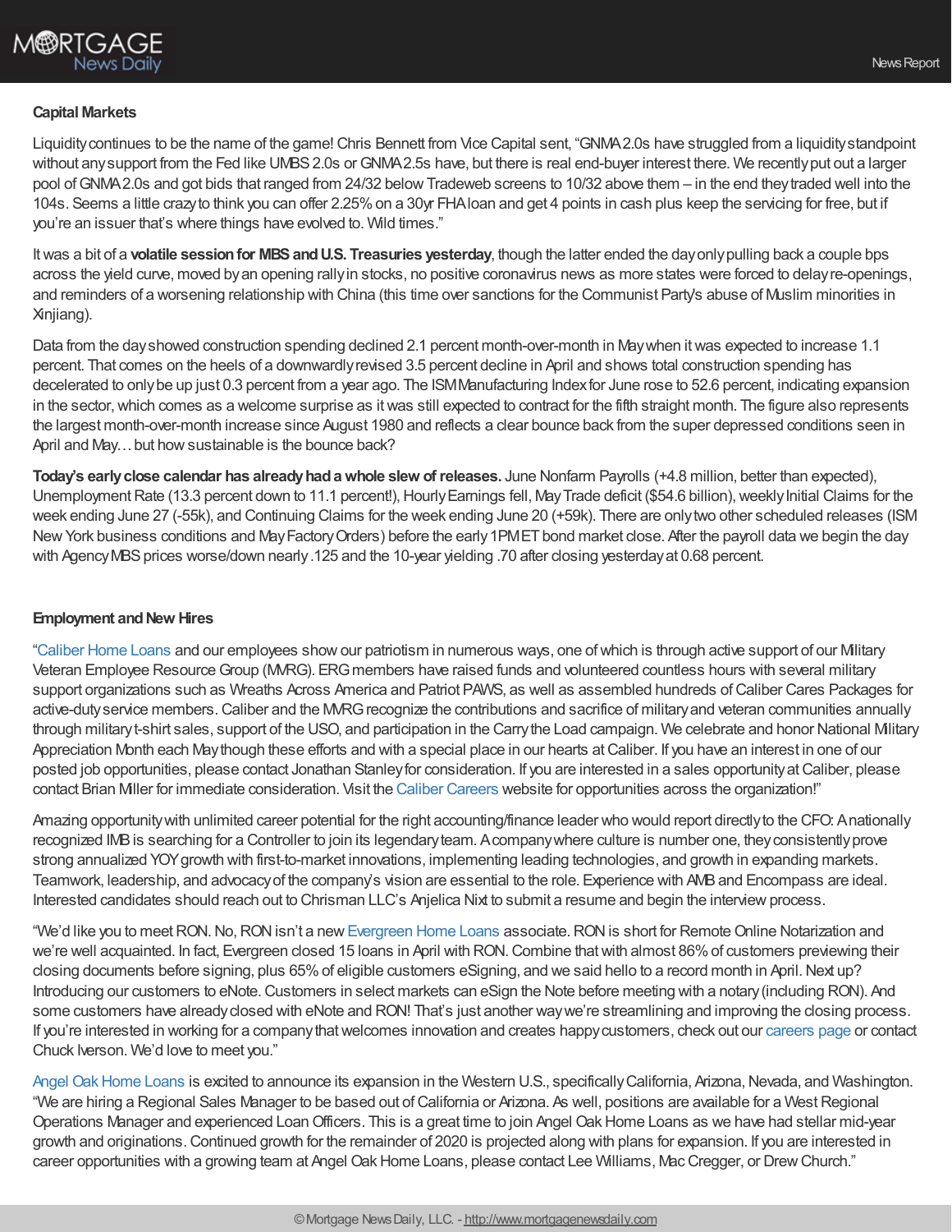**Capital Markets**

Liquidity continues to be the name of the game! Chris Bennett from Vice Capital sent, "GNMA 2.0s have struggled from a liquidity standpoint without any support from the Fed like UMBS 2.0s or GNMA 2.5s have, but there is real end-buyer interest there. We recently put out a larger pool of GNMA 2.0s and got bids that ranged from 24/32 below Tradeweb screens to 10/32 above them – in the end they traded well into the 104s. Seems a little crazy to think you can offer 2.25% on a 30yr FHA loan and get 4 points in cash plus keep the servicing for free, but if you're an issuer that's where things have evolved to. Wild times."

It was a bit of a **volatile session for MBS and U.S. Treasuries yesterday**, though the latter ended the day only pulling back a couple bps across the yield curve, moved by an opening rally in stocks, no positive coronavirus news as more states were forced to delay re-openings, and reminders of a worsening relationship with China (this time over sanctions for the Communist Party's abuse of Muslim minorities in Xinjiang).

Data from the day showed construction spending declined 2.1 percent month-over-month in May when it was expected to increase 1.1 percent. That comes on the heels of a downwardly revised 3.5 percent decline in April and shows total construction spending has decelerated to only be up just 0.3 percent from a year ago. The ISM Manufacturing Index for June rose to 52.6 percent, indicating expansion in the sector, which comes as a welcome surprise as it was still expected to contract for the fifth straight month. The figure also represents the largest month-over-month increase since August 1980 and reflects a clear bounce back from the super depressed conditions seen in April and May… but how sustainable is the bounce back?

**Today's early close calendar has already had a whole slew of releases.** June Nonfarm Payrolls (+4.8 million, better than expected), Unemployment Rate (13.3 percent down to 11.1 percent!), Hourly Earnings fell, May Trade deficit ($54.6 billion), weekly Initial Claims for the week ending June 27 (-55k), and Continuing Claims for the week ending June 20 (+59k). There are only two other scheduled releases (ISM New York business conditions and May Factory Orders) before the early 1PM ET bond market close. After the payroll data we begin the day with Agency MBS prices worse/down nearly .125 and the 10-year yielding .70 after closing yesterday at 0.68 percent.

**Employment and New Hires**

"Caliber Home Loans and our employees show our patriotism in numerous ways, one of which is through active support of our Military Veteran Employee Resource Group (MVRG). ERG members have raised funds and volunteered countless hours with several military support organizations such as Wreaths Across America and Patriot PAWS, as well as assembled hundreds of Caliber Cares Packages for active-duty service members. Caliber and the MVRG recognize the contributions and sacrifice of military and veteran communities annually through military t-shirt sales, support of the USO, and participation in the Carry the Load campaign. We celebrate and honor National Military Appreciation Month each May though these efforts and with a special place in our hearts at Caliber. If you have an interest in one of our posted job opportunities, please contact Jonathan Stanley for consideration. If you are interested in a sales opportunity at Caliber, please contact Brian Miller for immediate consideration. Visit the Caliber Careers website for opportunities across the organization!"

Amazing opportunity with unlimited career potential for the right accounting/finance leader who would report directly to the CFO: A nationally recognized IMB is searching for a Controller to join its legendary team. A company where culture is number one, they consistently prove strong annualized YOY growth with first-to-market innovations, implementing leading technologies, and growth in expanding markets. Teamwork, leadership, and advocacy of the company's vision are essential to the role. Experience with AMB and Encompass are ideal. Interested candidates should reach out to Chrisman LLC's Anjelica Nixt to submit a resume and begin the interview process.

"We'd like you to meet RON. No, RON isn't a new Evergreen Home Loans associate. RON is short for Remote Online Notarization and we're well acquainted. In fact, Evergreen closed 15 loans in April with RON. Combine that with almost 86% of customers previewing their closing documents before signing, plus 65% of eligible customers eSigning, and we said hello to a record month in April. Next up? Introducing our customers to eNote. Customers in select markets can eSign the Note before meeting with a notary (including RON). And some customers have already closed with eNote and RON! That's just another way we're streamlining and improving the closing process. If you're interested in working for a company that welcomes innovation and creates happy customers, check out our careers page or contact Chuck Iverson. We'd love to meet you."

Angel Oak Home Loans is excited to announce its expansion in the Western U.S., specifically California, Arizona, Nevada, and Washington. "We are hiring a Regional Sales Manager to be based out of California or Arizona. As well, positions are available for a West Regional Operations Manager and experienced Loan Officers. This is a great time to join Angel Oak Home Loans as we have had stellar mid-year growth and originations. Continued growth for the remainder of 2020 is projected along with plans for expansion. If you are interested in career opportunities with a growing team at Angel Oak Home Loans, please contact Lee Williams, Mac Cregger, or Drew Church."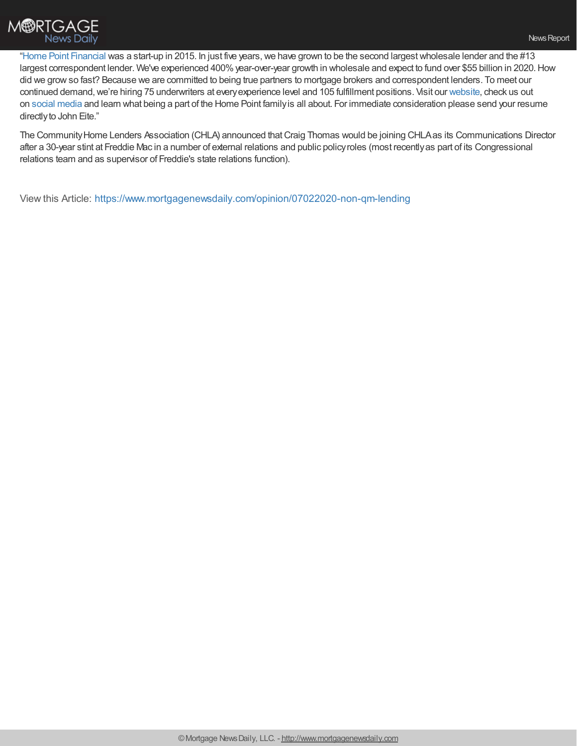"Home Point Financial was a start-up in 2015. In just five years, we have grown to be the second largest wholesale lender and the #13 largest correspondent lender. We've experienced 400% year-over-year growth in wholesale and expect to fund over $55 billion in 2020. How did we grow so fast? Because we are committed to being true partners to mortgage brokers and correspondent lenders. To meet our continued demand, we're hiring 75 underwriters at every experience level and 105 fulfillment positions. Visit our website, check us out on social media and learn what being a part of the Home Point family is all about. For immediate consideration please send your resume directly to John Eite."

The Community Home Lenders Association (CHLA) announced that Craig Thomas would be joining CHLA as its Communications Director after a 30-year stint at Freddie Mac in a number of external relations and public policy roles (most recently as part of its Congressional relations team and as supervisor of Freddie's state relations function).

View this Article: https://www.mortgagenewsdaily.com/opinion/07022020-non-qm-lending